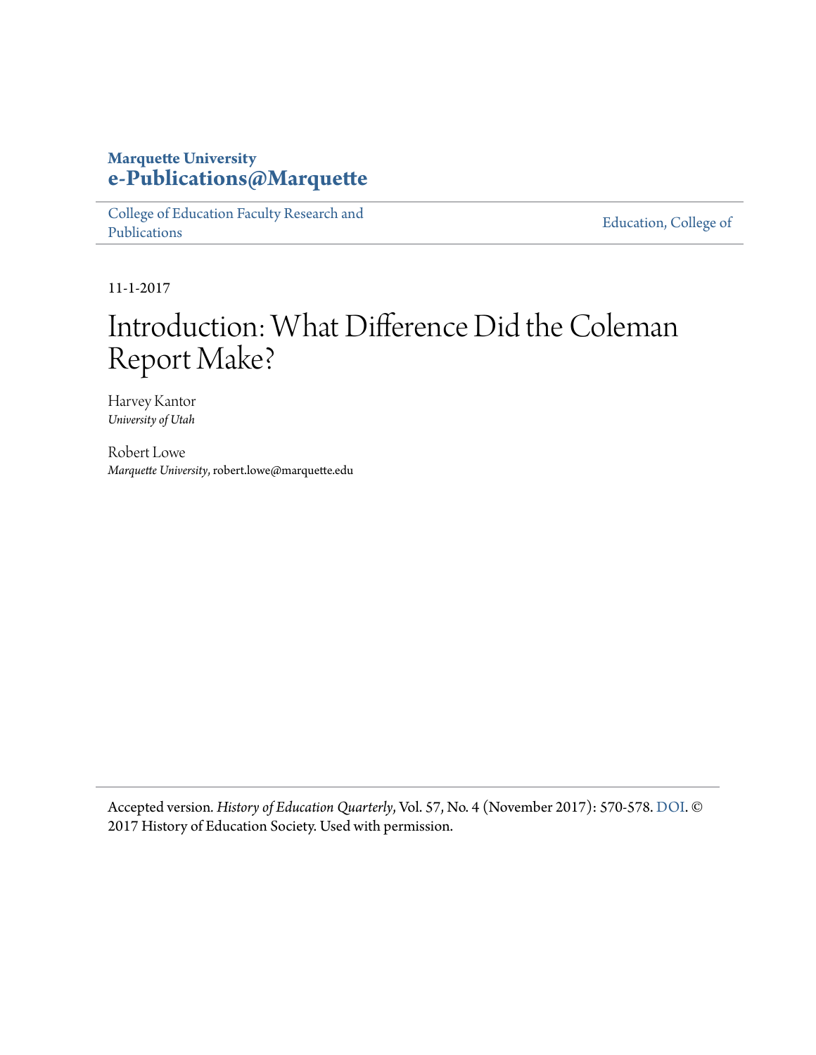**Marquette University**
**e-Publications@Marquette**

College of Education Faculty Research and Publications | Education, College of

11-1-2017

# Introduction: What Difference Did the Coleman Report Make?

Harvey Kantor
*University of Utah*

Robert Lowe
*Marquette University*, robert.lowe@marquette.edu

Accepted version. *History of Education Quarterly*, Vol. 57, No. 4 (November 2017): 570-578. DOI. © 2017 History of Education Society. Used with permission.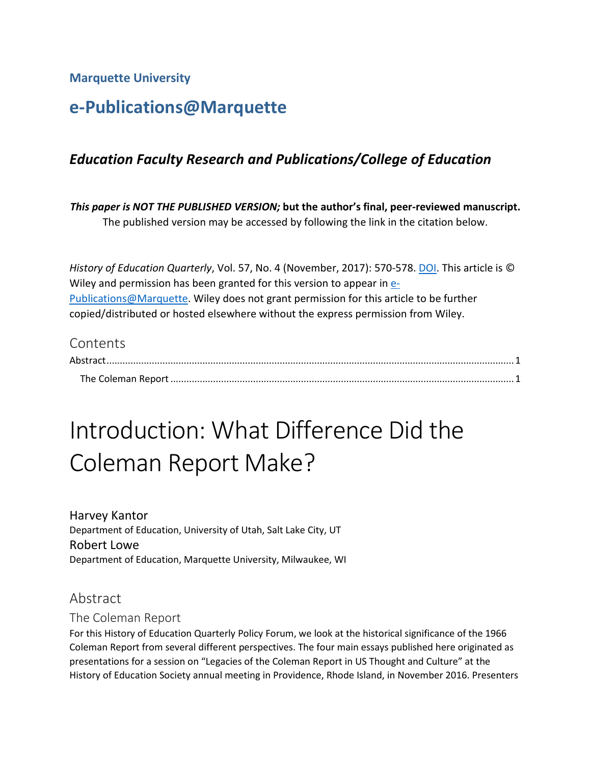**Marquette University**

## e-Publications@Marquette

### *Education Faculty Research and Publications/College of Education*

***This paper is NOT THE PUBLISHED VERSION;* but the author's final, peer-reviewed manuscript.** The published version may be accessed by following the link in the citation below.

*History of Education Quarterly*, Vol. 57, No. 4 (November, 2017): 570-578. DOI. This article is © Wiley and permission has been granted for this version to appear in e-Publications@Marquette. Wiley does not grant permission for this article to be further copied/distributed or hosted elsewhere without the express permission from Wiley.

Contents

Abstract ........................................ 1

The Coleman Report ........................................ 1

# Introduction: What Difference Did the Coleman Report Make?

Harvey Kantor
Department of Education, University of Utah, Salt Lake City, UT

Robert Lowe
Department of Education, Marquette University, Milwaukee, WI

## Abstract

### The Coleman Report

For this History of Education Quarterly Policy Forum, we look at the historical significance of the 1966 Coleman Report from several different perspectives. The four main essays published here originated as presentations for a session on "Legacies of the Coleman Report in US Thought and Culture" at the History of Education Society annual meeting in Providence, Rhode Island, in November 2016. Presenters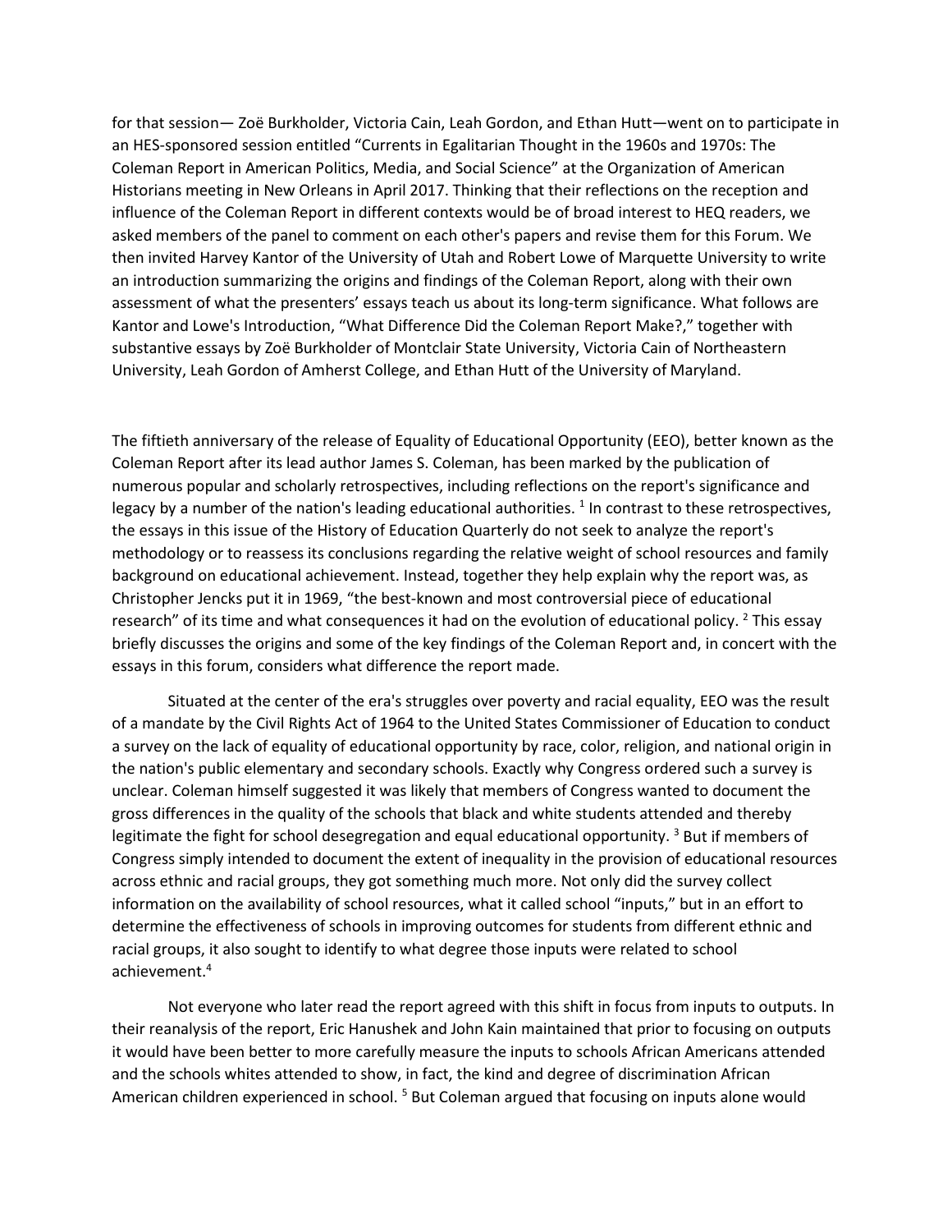for that session— Zoë Burkholder, Victoria Cain, Leah Gordon, and Ethan Hutt—went on to participate in an HES-sponsored session entitled "Currents in Egalitarian Thought in the 1960s and 1970s: The Coleman Report in American Politics, Media, and Social Science" at the Organization of American Historians meeting in New Orleans in April 2017. Thinking that their reflections on the reception and influence of the Coleman Report in different contexts would be of broad interest to HEQ readers, we asked members of the panel to comment on each other's papers and revise them for this Forum. We then invited Harvey Kantor of the University of Utah and Robert Lowe of Marquette University to write an introduction summarizing the origins and findings of the Coleman Report, along with their own assessment of what the presenters' essays teach us about its long-term significance. What follows are Kantor and Lowe's Introduction, "What Difference Did the Coleman Report Make?," together with substantive essays by Zoë Burkholder of Montclair State University, Victoria Cain of Northeastern University, Leah Gordon of Amherst College, and Ethan Hutt of the University of Maryland.

The fiftieth anniversary of the release of Equality of Educational Opportunity (EEO), better known as the Coleman Report after its lead author James S. Coleman, has been marked by the publication of numerous popular and scholarly retrospectives, including reflections on the report's significance and legacy by a number of the nation's leading educational authorities. [1] In contrast to these retrospectives, the essays in this issue of the History of Education Quarterly do not seek to analyze the report's methodology or to reassess its conclusions regarding the relative weight of school resources and family background on educational achievement. Instead, together they help explain why the report was, as Christopher Jencks put it in 1969, "the best-known and most controversial piece of educational research" of its time and what consequences it had on the evolution of educational policy. [2] This essay briefly discusses the origins and some of the key findings of the Coleman Report and, in concert with the essays in this forum, considers what difference the report made.

Situated at the center of the era's struggles over poverty and racial equality, EEO was the result of a mandate by the Civil Rights Act of 1964 to the United States Commissioner of Education to conduct a survey on the lack of equality of educational opportunity by race, color, religion, and national origin in the nation's public elementary and secondary schools. Exactly why Congress ordered such a survey is unclear. Coleman himself suggested it was likely that members of Congress wanted to document the gross differences in the quality of the schools that black and white students attended and thereby legitimate the fight for school desegregation and equal educational opportunity. [3] But if members of Congress simply intended to document the extent of inequality in the provision of educational resources across ethnic and racial groups, they got something much more. Not only did the survey collect information on the availability of school resources, what it called school "inputs," but in an effort to determine the effectiveness of schools in improving outcomes for students from different ethnic and racial groups, it also sought to identify to what degree those inputs were related to school achievement.[4]

Not everyone who later read the report agreed with this shift in focus from inputs to outputs. In their reanalysis of the report, Eric Hanushek and John Kain maintained that prior to focusing on outputs it would have been better to more carefully measure the inputs to schools African Americans attended and the schools whites attended to show, in fact, the kind and degree of discrimination African American children experienced in school. [5] But Coleman argued that focusing on inputs alone would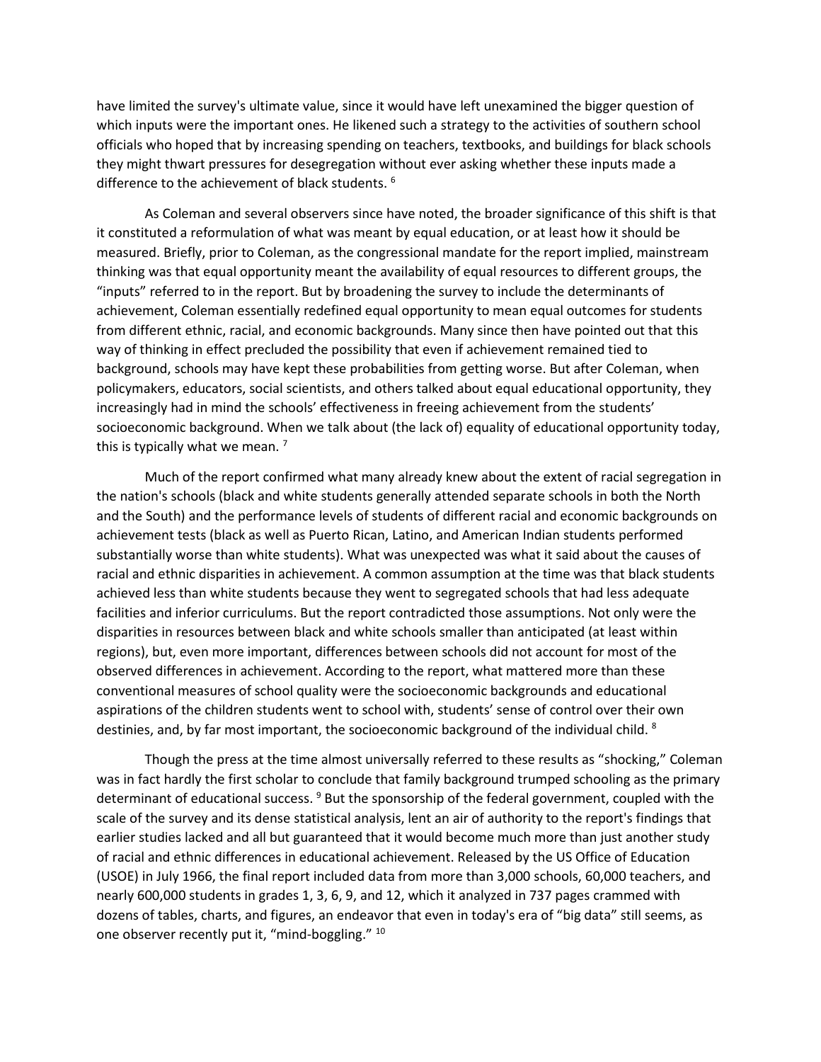have limited the survey's ultimate value, since it would have left unexamined the bigger question of which inputs were the important ones. He likened such a strategy to the activities of southern school officials who hoped that by increasing spending on teachers, textbooks, and buildings for black schools they might thwart pressures for desegregation without ever asking whether these inputs made a difference to the achievement of black students. [6]

As Coleman and several observers since have noted, the broader significance of this shift is that it constituted a reformulation of what was meant by equal education, or at least how it should be measured. Briefly, prior to Coleman, as the congressional mandate for the report implied, mainstream thinking was that equal opportunity meant the availability of equal resources to different groups, the "inputs" referred to in the report. But by broadening the survey to include the determinants of achievement, Coleman essentially redefined equal opportunity to mean equal outcomes for students from different ethnic, racial, and economic backgrounds. Many since then have pointed out that this way of thinking in effect precluded the possibility that even if achievement remained tied to background, schools may have kept these probabilities from getting worse. But after Coleman, when policymakers, educators, social scientists, and others talked about equal educational opportunity, they increasingly had in mind the schools' effectiveness in freeing achievement from the students' socioeconomic background. When we talk about (the lack of) equality of educational opportunity today, this is typically what we mean. [7]

Much of the report confirmed what many already knew about the extent of racial segregation in the nation's schools (black and white students generally attended separate schools in both the North and the South) and the performance levels of students of different racial and economic backgrounds on achievement tests (black as well as Puerto Rican, Latino, and American Indian students performed substantially worse than white students). What was unexpected was what it said about the causes of racial and ethnic disparities in achievement. A common assumption at the time was that black students achieved less than white students because they went to segregated schools that had less adequate facilities and inferior curriculums. But the report contradicted those assumptions. Not only were the disparities in resources between black and white schools smaller than anticipated (at least within regions), but, even more important, differences between schools did not account for most of the observed differences in achievement. According to the report, what mattered more than these conventional measures of school quality were the socioeconomic backgrounds and educational aspirations of the children students went to school with, students' sense of control over their own destinies, and, by far most important, the socioeconomic background of the individual child. [8]

Though the press at the time almost universally referred to these results as "shocking," Coleman was in fact hardly the first scholar to conclude that family background trumped schooling as the primary determinant of educational success. [9] But the sponsorship of the federal government, coupled with the scale of the survey and its dense statistical analysis, lent an air of authority to the report's findings that earlier studies lacked and all but guaranteed that it would become much more than just another study of racial and ethnic differences in educational achievement. Released by the US Office of Education (USOE) in July 1966, the final report included data from more than 3,000 schools, 60,000 teachers, and nearly 600,000 students in grades 1, 3, 6, 9, and 12, which it analyzed in 737 pages crammed with dozens of tables, charts, and figures, an endeavor that even in today's era of "big data" still seems, as one observer recently put it, "mind-boggling." [10]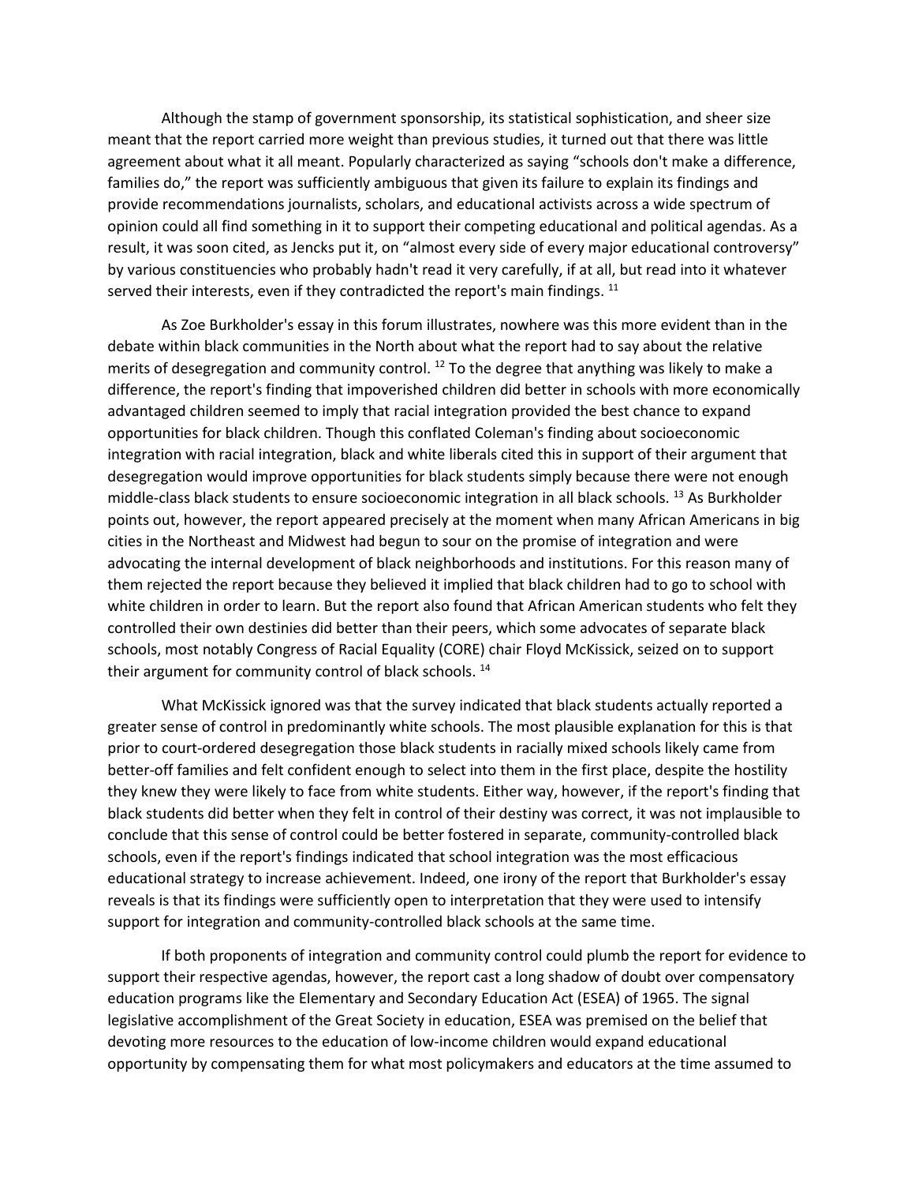Although the stamp of government sponsorship, its statistical sophistication, and sheer size meant that the report carried more weight than previous studies, it turned out that there was little agreement about what it all meant. Popularly characterized as saying "schools don't make a difference, families do," the report was sufficiently ambiguous that given its failure to explain its findings and provide recommendations journalists, scholars, and educational activists across a wide spectrum of opinion could all find something in it to support their competing educational and political agendas. As a result, it was soon cited, as Jencks put it, on "almost every side of every major educational controversy" by various constituencies who probably hadn't read it very carefully, if at all, but read into it whatever served their interests, even if they contradicted the report's main findings. [11]

As Zoe Burkholder's essay in this forum illustrates, nowhere was this more evident than in the debate within black communities in the North about what the report had to say about the relative merits of desegregation and community control. [12] To the degree that anything was likely to make a difference, the report's finding that impoverished children did better in schools with more economically advantaged children seemed to imply that racial integration provided the best chance to expand opportunities for black children. Though this conflated Coleman's finding about socioeconomic integration with racial integration, black and white liberals cited this in support of their argument that desegregation would improve opportunities for black students simply because there were not enough middle-class black students to ensure socioeconomic integration in all black schools. [13] As Burkholder points out, however, the report appeared precisely at the moment when many African Americans in big cities in the Northeast and Midwest had begun to sour on the promise of integration and were advocating the internal development of black neighborhoods and institutions. For this reason many of them rejected the report because they believed it implied that black children had to go to school with white children in order to learn. But the report also found that African American students who felt they controlled their own destinies did better than their peers, which some advocates of separate black schools, most notably Congress of Racial Equality (CORE) chair Floyd McKissick, seized on to support their argument for community control of black schools. [14]

What McKissick ignored was that the survey indicated that black students actually reported a greater sense of control in predominantly white schools. The most plausible explanation for this is that prior to court-ordered desegregation those black students in racially mixed schools likely came from better-off families and felt confident enough to select into them in the first place, despite the hostility they knew they were likely to face from white students. Either way, however, if the report's finding that black students did better when they felt in control of their destiny was correct, it was not implausible to conclude that this sense of control could be better fostered in separate, community-controlled black schools, even if the report's findings indicated that school integration was the most efficacious educational strategy to increase achievement. Indeed, one irony of the report that Burkholder's essay reveals is that its findings were sufficiently open to interpretation that they were used to intensify support for integration and community-controlled black schools at the same time.

If both proponents of integration and community control could plumb the report for evidence to support their respective agendas, however, the report cast a long shadow of doubt over compensatory education programs like the Elementary and Secondary Education Act (ESEA) of 1965. The signal legislative accomplishment of the Great Society in education, ESEA was premised on the belief that devoting more resources to the education of low-income children would expand educational opportunity by compensating them for what most policymakers and educators at the time assumed to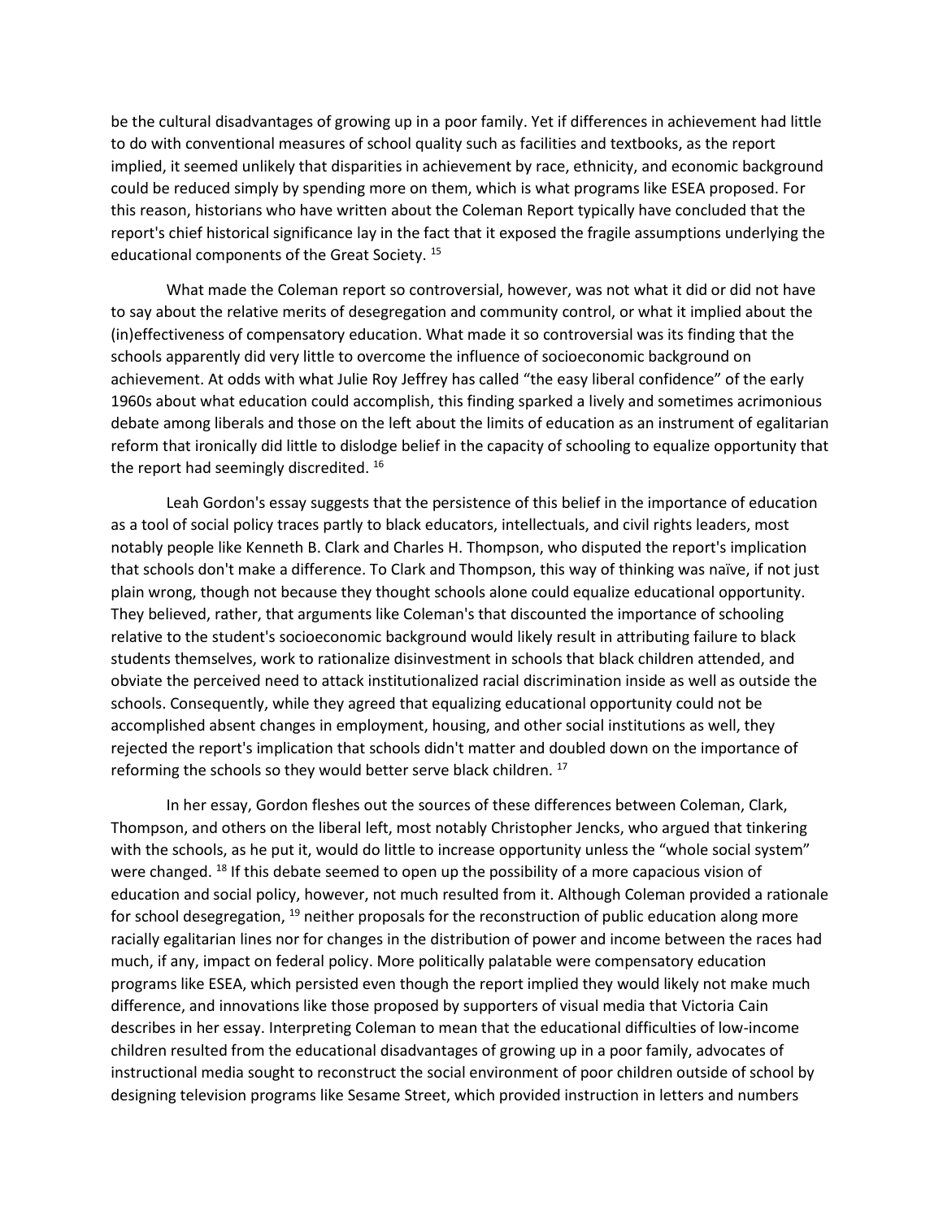be the cultural disadvantages of growing up in a poor family. Yet if differences in achievement had little to do with conventional measures of school quality such as facilities and textbooks, as the report implied, it seemed unlikely that disparities in achievement by race, ethnicity, and economic background could be reduced simply by spending more on them, which is what programs like ESEA proposed. For this reason, historians who have written about the Coleman Report typically have concluded that the report's chief historical significance lay in the fact that it exposed the fragile assumptions underlying the educational components of the Great Society. [15]

What made the Coleman report so controversial, however, was not what it did or did not have to say about the relative merits of desegregation and community control, or what it implied about the (in)effectiveness of compensatory education. What made it so controversial was its finding that the schools apparently did very little to overcome the influence of socioeconomic background on achievement. At odds with what Julie Roy Jeffrey has called "the easy liberal confidence" of the early 1960s about what education could accomplish, this finding sparked a lively and sometimes acrimonious debate among liberals and those on the left about the limits of education as an instrument of egalitarian reform that ironically did little to dislodge belief in the capacity of schooling to equalize opportunity that the report had seemingly discredited. [16]

Leah Gordon's essay suggests that the persistence of this belief in the importance of education as a tool of social policy traces partly to black educators, intellectuals, and civil rights leaders, most notably people like Kenneth B. Clark and Charles H. Thompson, who disputed the report's implication that schools don't make a difference. To Clark and Thompson, this way of thinking was naïve, if not just plain wrong, though not because they thought schools alone could equalize educational opportunity. They believed, rather, that arguments like Coleman's that discounted the importance of schooling relative to the student's socioeconomic background would likely result in attributing failure to black students themselves, work to rationalize disinvestment in schools that black children attended, and obviate the perceived need to attack institutionalized racial discrimination inside as well as outside the schools. Consequently, while they agreed that equalizing educational opportunity could not be accomplished absent changes in employment, housing, and other social institutions as well, they rejected the report's implication that schools didn't matter and doubled down on the importance of reforming the schools so they would better serve black children. [17]

In her essay, Gordon fleshes out the sources of these differences between Coleman, Clark, Thompson, and others on the liberal left, most notably Christopher Jencks, who argued that tinkering with the schools, as he put it, would do little to increase opportunity unless the "whole social system" were changed. [18] If this debate seemed to open up the possibility of a more capacious vision of education and social policy, however, not much resulted from it. Although Coleman provided a rationale for school desegregation, [19] neither proposals for the reconstruction of public education along more racially egalitarian lines nor for changes in the distribution of power and income between the races had much, if any, impact on federal policy. More politically palatable were compensatory education programs like ESEA, which persisted even though the report implied they would likely not make much difference, and innovations like those proposed by supporters of visual media that Victoria Cain describes in her essay. Interpreting Coleman to mean that the educational difficulties of low-income children resulted from the educational disadvantages of growing up in a poor family, advocates of instructional media sought to reconstruct the social environment of poor children outside of school by designing television programs like Sesame Street, which provided instruction in letters and numbers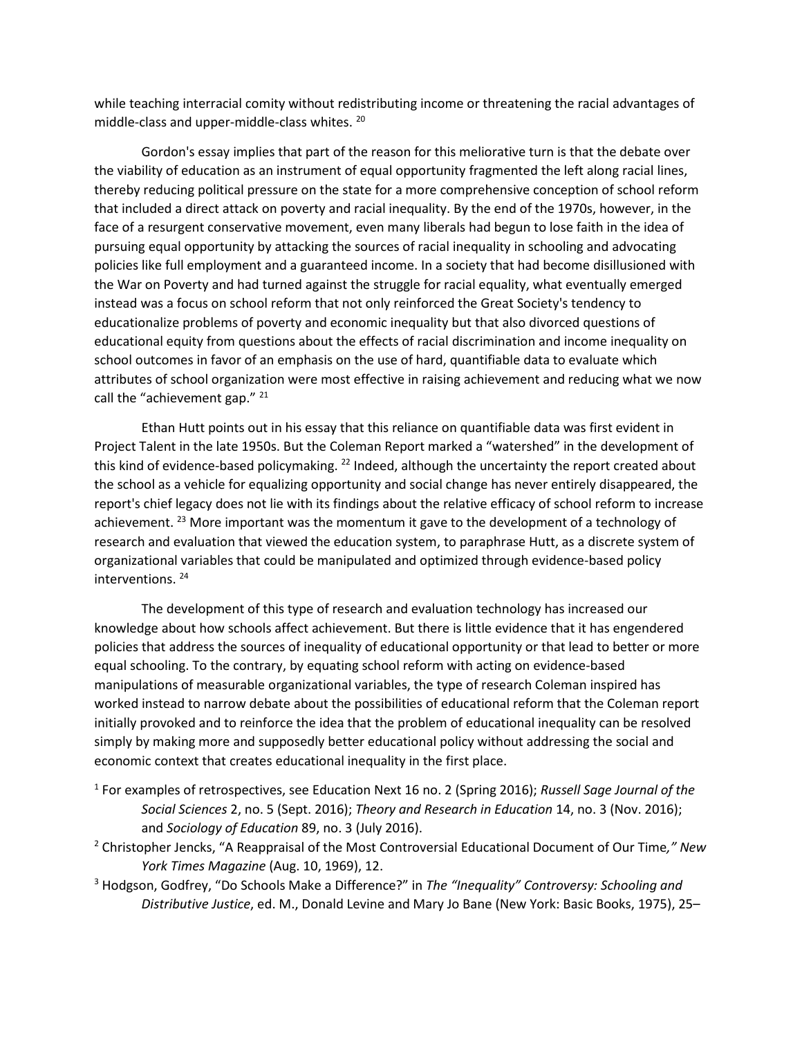while teaching interracial comity without redistributing income or threatening the racial advantages of middle-class and upper-middle-class whites. [20]

Gordon's essay implies that part of the reason for this meliorative turn is that the debate over the viability of education as an instrument of equal opportunity fragmented the left along racial lines, thereby reducing political pressure on the state for a more comprehensive conception of school reform that included a direct attack on poverty and racial inequality. By the end of the 1970s, however, in the face of a resurgent conservative movement, even many liberals had begun to lose faith in the idea of pursuing equal opportunity by attacking the sources of racial inequality in schooling and advocating policies like full employment and a guaranteed income. In a society that had become disillusioned with the War on Poverty and had turned against the struggle for racial equality, what eventually emerged instead was a focus on school reform that not only reinforced the Great Society's tendency to educationalize problems of poverty and economic inequality but that also divorced questions of educational equity from questions about the effects of racial discrimination and income inequality on school outcomes in favor of an emphasis on the use of hard, quantifiable data to evaluate which attributes of school organization were most effective in raising achievement and reducing what we now call the "achievement gap." [21]

Ethan Hutt points out in his essay that this reliance on quantifiable data was first evident in Project Talent in the late 1950s. But the Coleman Report marked a "watershed" in the development of this kind of evidence-based policymaking. [22] Indeed, although the uncertainty the report created about the school as a vehicle for equalizing opportunity and social change has never entirely disappeared, the report's chief legacy does not lie with its findings about the relative efficacy of school reform to increase achievement. [23] More important was the momentum it gave to the development of a technology of research and evaluation that viewed the education system, to paraphrase Hutt, as a discrete system of organizational variables that could be manipulated and optimized through evidence-based policy interventions. [24]

The development of this type of research and evaluation technology has increased our knowledge about how schools affect achievement. But there is little evidence that it has engendered policies that address the sources of inequality of educational opportunity or that lead to better or more equal schooling. To the contrary, by equating school reform with acting on evidence-based manipulations of measurable organizational variables, the type of research Coleman inspired has worked instead to narrow debate about the possibilities of educational reform that the Coleman report initially provoked and to reinforce the idea that the problem of educational inequality can be resolved simply by making more and supposedly better educational policy without addressing the social and economic context that creates educational inequality in the first place.

[1] For examples of retrospectives, see Education Next 16 no. 2 (Spring 2016); *Russell Sage Journal of the Social Sciences* 2, no. 5 (Sept. 2016); *Theory and Research in Education* 14, no. 3 (Nov. 2016); and *Sociology of Education* 89, no. 3 (July 2016).

[2] Christopher Jencks, "A Reappraisal of the Most Controversial Educational Document of Our Time," *New York Times Magazine* (Aug. 10, 1969), 12.

[3] Hodgson, Godfrey, "Do Schools Make a Difference?" in *The "Inequality" Controversy: Schooling and Distributive Justice*, ed. M., Donald Levine and Mary Jo Bane (New York: Basic Books, 1975), 25–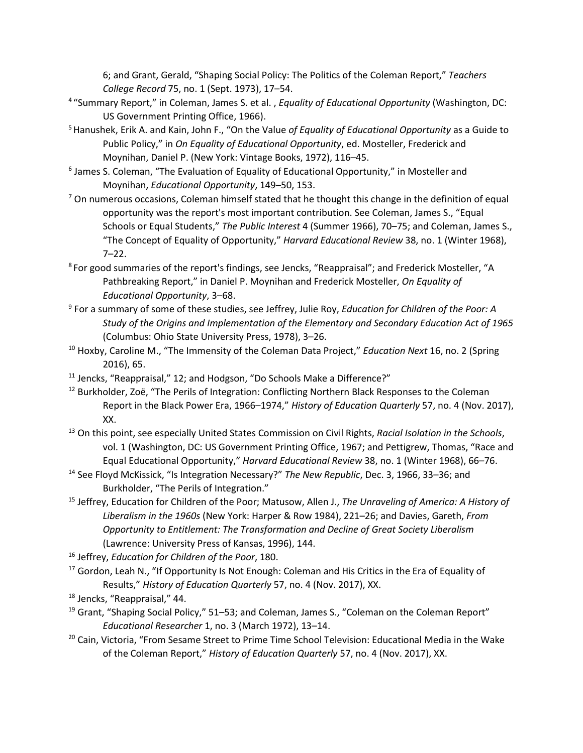6; and Grant, Gerald, "Shaping Social Policy: The Politics of the Coleman Report," *Teachers College Record* 75, no. 1 (Sept. 1973), 17–54.

[4] "Summary Report," in Coleman, James S. et al. , *Equality of Educational Opportunity* (Washington, DC: US Government Printing Office, 1966).

[5] Hanushek, Erik A. and Kain, John F., "On the Value *of Equality of Educational Opportunity* as a Guide to Public Policy," in *On Equality of Educational Opportunity*, ed. Mosteller, Frederick and Moynihan, Daniel P. (New York: Vintage Books, 1972), 116–45.

[6] James S. Coleman, "The Evaluation of Equality of Educational Opportunity," in Mosteller and Moynihan, *Educational Opportunity*, 149–50, 153.

[7] On numerous occasions, Coleman himself stated that he thought this change in the definition of equal opportunity was the report's most important contribution. See Coleman, James S., "Equal Schools or Equal Students," *The Public Interest* 4 (Summer 1966), 70–75; and Coleman, James S., "The Concept of Equality of Opportunity," *Harvard Educational Review* 38, no. 1 (Winter 1968), 7–22.

[8] For good summaries of the report's findings, see Jencks, "Reappraisal"; and Frederick Mosteller, "A Pathbreaking Report," in Daniel P. Moynihan and Frederick Mosteller, *On Equality of Educational Opportunity*, 3–68.

[9] For a summary of some of these studies, see Jeffrey, Julie Roy, *Education for Children of the Poor: A Study of the Origins and Implementation of the Elementary and Secondary Education Act of 1965* (Columbus: Ohio State University Press, 1978), 3–26.

[10] Hoxby, Caroline M., "The Immensity of the Coleman Data Project," *Education Next* 16, no. 2 (Spring 2016), 65.

[11] Jencks, "Reappraisal," 12; and Hodgson, "Do Schools Make a Difference?"

[12] Burkholder, Zoë, "The Perils of Integration: Conflicting Northern Black Responses to the Coleman Report in the Black Power Era, 1966–1974," *History of Education Quarterly* 57, no. 4 (Nov. 2017), XX.

[13] On this point, see especially United States Commission on Civil Rights, *Racial Isolation in the Schools*, vol. 1 (Washington, DC: US Government Printing Office, 1967; and Pettigrew, Thomas, "Race and Equal Educational Opportunity," *Harvard Educational Review* 38, no. 1 (Winter 1968), 66–76.

[14] See Floyd McKissick, "Is Integration Necessary?" *The New Republic*, Dec. 3, 1966, 33–36; and Burkholder, "The Perils of Integration."

[15] Jeffrey, Education for Children of the Poor; Matusow, Allen J., *The Unraveling of America: A History of Liberalism in the 1960s* (New York: Harper & Row 1984), 221–26; and Davies, Gareth, *From Opportunity to Entitlement: The Transformation and Decline of Great Society Liberalism* (Lawrence: University Press of Kansas, 1996), 144.

[16] Jeffrey, *Education for Children of the Poor*, 180.

[17] Gordon, Leah N., "If Opportunity Is Not Enough: Coleman and His Critics in the Era of Equality of Results," *History of Education Quarterly* 57, no. 4 (Nov. 2017), XX.

[18] Jencks, "Reappraisal," 44.

[19] Grant, "Shaping Social Policy," 51–53; and Coleman, James S., "Coleman on the Coleman Report" *Educational Researcher* 1, no. 3 (March 1972), 13–14.

[20] Cain, Victoria, "From Sesame Street to Prime Time School Television: Educational Media in the Wake of the Coleman Report," *History of Education Quarterly* 57, no. 4 (Nov. 2017), XX.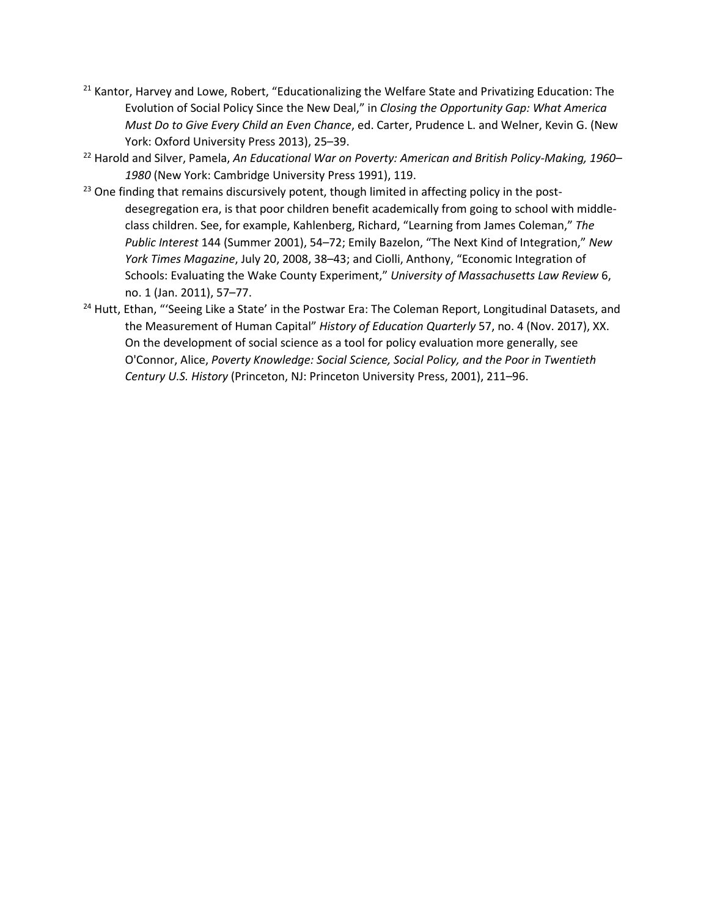[21] Kantor, Harvey and Lowe, Robert, "Educationalizing the Welfare State and Privatizing Education: The Evolution of Social Policy Since the New Deal," in *Closing the Opportunity Gap: What America Must Do to Give Every Child an Even Chance*, ed. Carter, Prudence L. and Welner, Kevin G. (New York: Oxford University Press 2013), 25–39.

[22] Harold and Silver, Pamela, *An Educational War on Poverty: American and British Policy-Making, 1960–1980* (New York: Cambridge University Press 1991), 119.

[23] One finding that remains discursively potent, though limited in affecting policy in the post-desegregation era, is that poor children benefit academically from going to school with middle-class children. See, for example, Kahlenberg, Richard, "Learning from James Coleman," *The Public Interest* 144 (Summer 2001), 54–72; Emily Bazelon, "The Next Kind of Integration," *New York Times Magazine*, July 20, 2008, 38–43; and Ciolli, Anthony, "Economic Integration of Schools: Evaluating the Wake County Experiment," *University of Massachusetts Law Review* 6, no. 1 (Jan. 2011), 57–77.

[24] Hutt, Ethan, "'Seeing Like a State' in the Postwar Era: The Coleman Report, Longitudinal Datasets, and the Measurement of Human Capital" *History of Education Quarterly* 57, no. 4 (Nov. 2017), XX. On the development of social science as a tool for policy evaluation more generally, see O'Connor, Alice, *Poverty Knowledge: Social Science, Social Policy, and the Poor in Twentieth Century U.S. History* (Princeton, NJ: Princeton University Press, 2001), 211–96.